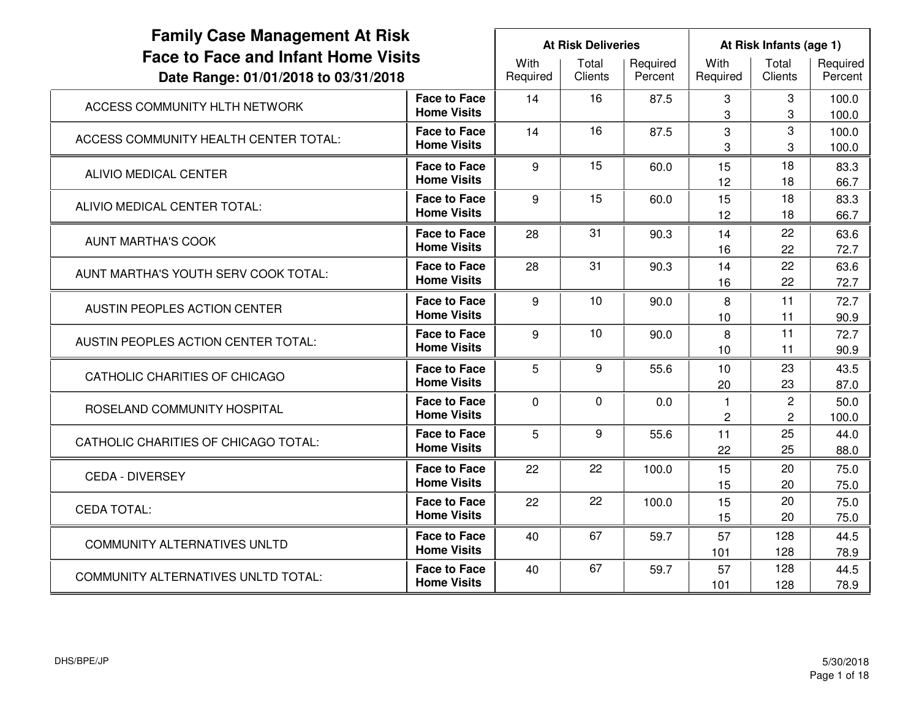# Family Case Management At Risk
## Face to Face and Infant Home Visits
### Date Range: 01/01/2018 to 03/31/2018

| | | At Risk Deliveries | | | At Risk Infants (age 1) | | |
|---|---|---|---|---|---|---|---|
| | | With Required | Total Clients | Required Percent | With Required | Total Clients | Required Percent |
| ACCESS COMMUNITY HLTH NETWORK | Face to Face | 14 | 16 | 87.5 | 3 | 3 | 100.0 |
| | Home Visits | | | | 3 | 3 | 100.0 |
| ACCESS COMMUNITY HEALTH CENTER TOTAL: | Face to Face | 14 | 16 | 87.5 | 3 | 3 | 100.0 |
| | Home Visits | | | | 3 | 3 | 100.0 |
| ALIVIO MEDICAL CENTER | Face to Face | 9 | 15 | 60.0 | 15 | 18 | 83.3 |
| | Home Visits | | | | 12 | 18 | 66.7 |
| ALIVIO MEDICAL CENTER TOTAL: | Face to Face | 9 | 15 | 60.0 | 15 | 18 | 83.3 |
| | Home Visits | | | | 12 | 18 | 66.7 |
| AUNT MARTHA'S COOK | Face to Face | 28 | 31 | 90.3 | 14 | 22 | 63.6 |
| | Home Visits | | | | 16 | 22 | 72.7 |
| AUNT MARTHA'S YOUTH SERV COOK TOTAL: | Face to Face | 28 | 31 | 90.3 | 14 | 22 | 63.6 |
| | Home Visits | | | | 16 | 22 | 72.7 |
| AUSTIN PEOPLES ACTION CENTER | Face to Face | 9 | 10 | 90.0 | 8 | 11 | 72.7 |
| | Home Visits | | | | 10 | 11 | 90.9 |
| AUSTIN PEOPLES ACTION CENTER TOTAL: | Face to Face | 9 | 10 | 90.0 | 8 | 11 | 72.7 |
| | Home Visits | | | | 10 | 11 | 90.9 |
| CATHOLIC CHARITIES OF CHICAGO | Face to Face | 5 | 9 | 55.6 | 10 | 23 | 43.5 |
| | Home Visits | | | | 20 | 23 | 87.0 |
| ROSELAND COMMUNITY HOSPITAL | Face to Face | 0 | 0 | 0.0 | 1 | 2 | 50.0 |
| | Home Visits | | | | 2 | 2 | 100.0 |
| CATHOLIC CHARITIES OF CHICAGO TOTAL: | Face to Face | 5 | 9 | 55.6 | 11 | 25 | 44.0 |
| | Home Visits | | | | 22 | 25 | 88.0 |
| CEDA - DIVERSEY | Face to Face | 22 | 22 | 100.0 | 15 | 20 | 75.0 |
| | Home Visits | | | | 15 | 20 | 75.0 |
| CEDA TOTAL: | Face to Face | 22 | 22 | 100.0 | 15 | 20 | 75.0 |
| | Home Visits | | | | 15 | 20 | 75.0 |
| COMMUNITY ALTERNATIVES UNLTD | Face to Face | 40 | 67 | 59.7 | 57 | 128 | 44.5 |
| | Home Visits | | | | 101 | 128 | 78.9 |
| COMMUNITY ALTERNATIVES UNLTD TOTAL: | Face to Face | 40 | 67 | 59.7 | 57 | 128 | 44.5 |
| | Home Visits | | | | 101 | 128 | 78.9 |

DHS/BPE/JP

5/30/2018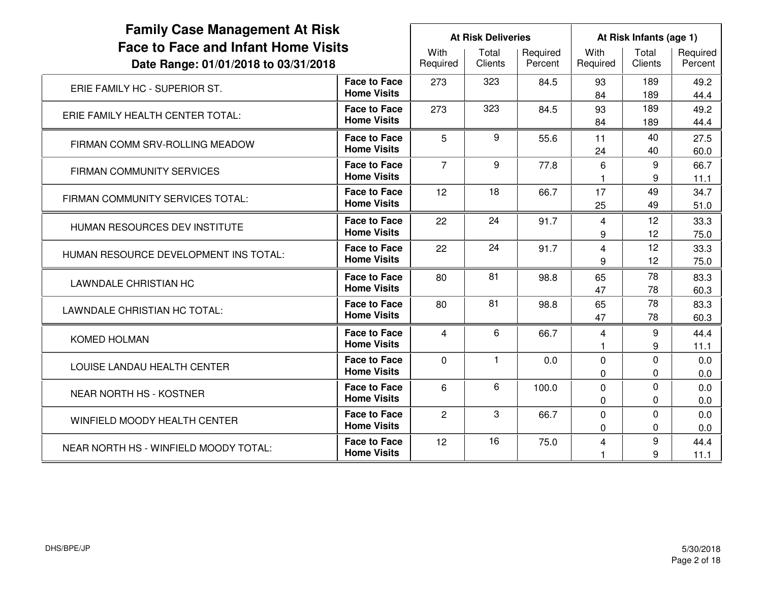# Family Case Management At Risk
## Face to Face and Infant Home Visits
### Date Range: 01/01/2018 to 03/31/2018

| | | At Risk Deliveries | | | At Risk Infants (age 1) | | |
|---|---|---|---|---|---|---|---|
| | | With Required | Total Clients | Required Percent | With Required | Total Clients | Required Percent |
| ERIE FAMILY HC - SUPERIOR ST. | **Face to Face** | 273 | 323 | 84.5 | 93 | 189 | 49.2 |
| | **Home Visits** | | | | 84 | 189 | 44.4 |
| ERIE FAMILY HEALTH CENTER TOTAL: | **Face to Face** | 273 | 323 | 84.5 | 93 | 189 | 49.2 |
| | **Home Visits** | | | | 84 | 189 | 44.4 |
| FIRMAN COMM SRV-ROLLING MEADOW | **Face to Face** | 5 | 9 | 55.6 | 11 | 40 | 27.5 |
| | **Home Visits** | | | | 24 | 40 | 60.0 |
| FIRMAN COMMUNITY SERVICES | **Face to Face** | 7 | 9 | 77.8 | 6 | 9 | 66.7 |
| | **Home Visits** | | | | 1 | 9 | 11.1 |
| FIRMAN COMMUNITY SERVICES TOTAL: | **Face to Face** | 12 | 18 | 66.7 | 17 | 49 | 34.7 |
| | **Home Visits** | | | | 25 | 49 | 51.0 |
| HUMAN RESOURCES DEV INSTITUTE | **Face to Face** | 22 | 24 | 91.7 | 4 | 12 | 33.3 |
| | **Home Visits** | | | | 9 | 12 | 75.0 |
| HUMAN RESOURCE DEVELOPMENT INS TOTAL: | **Face to Face** | 22 | 24 | 91.7 | 4 | 12 | 33.3 |
| | **Home Visits** | | | | 9 | 12 | 75.0 |
| LAWNDALE CHRISTIAN HC | **Face to Face** | 80 | 81 | 98.8 | 65 | 78 | 83.3 |
| | **Home Visits** | | | | 47 | 78 | 60.3 |
| LAWNDALE CHRISTIAN HC TOTAL: | **Face to Face** | 80 | 81 | 98.8 | 65 | 78 | 83.3 |
| | **Home Visits** | | | | 47 | 78 | 60.3 |
| KOMED HOLMAN | **Face to Face** | 4 | 6 | 66.7 | 4 | 9 | 44.4 |
| | **Home Visits** | | | | 1 | 9 | 11.1 |
| LOUISE LANDAU HEALTH CENTER | **Face to Face** | 0 | 1 | 0.0 | 0 | 0 | 0.0 |
| | **Home Visits** | | | | 0 | 0 | 0.0 |
| NEAR NORTH HS - KOSTNER | **Face to Face** | 6 | 6 | 100.0 | 0 | 0 | 0.0 |
| | **Home Visits** | | | | 0 | 0 | 0.0 |
| WINFIELD MOODY HEALTH CENTER | **Face to Face** | 2 | 3 | 66.7 | 0 | 0 | 0.0 |
| | **Home Visits** | | | | 0 | 0 | 0.0 |
| NEAR NORTH HS - WINFIELD MOODY TOTAL: | **Face to Face** | 12 | 16 | 75.0 | 4 | 9 | 44.4 |
| | **Home Visits** | | | | 1 | 9 | 11.1 |

DHS/BPE/JP

5/30/2018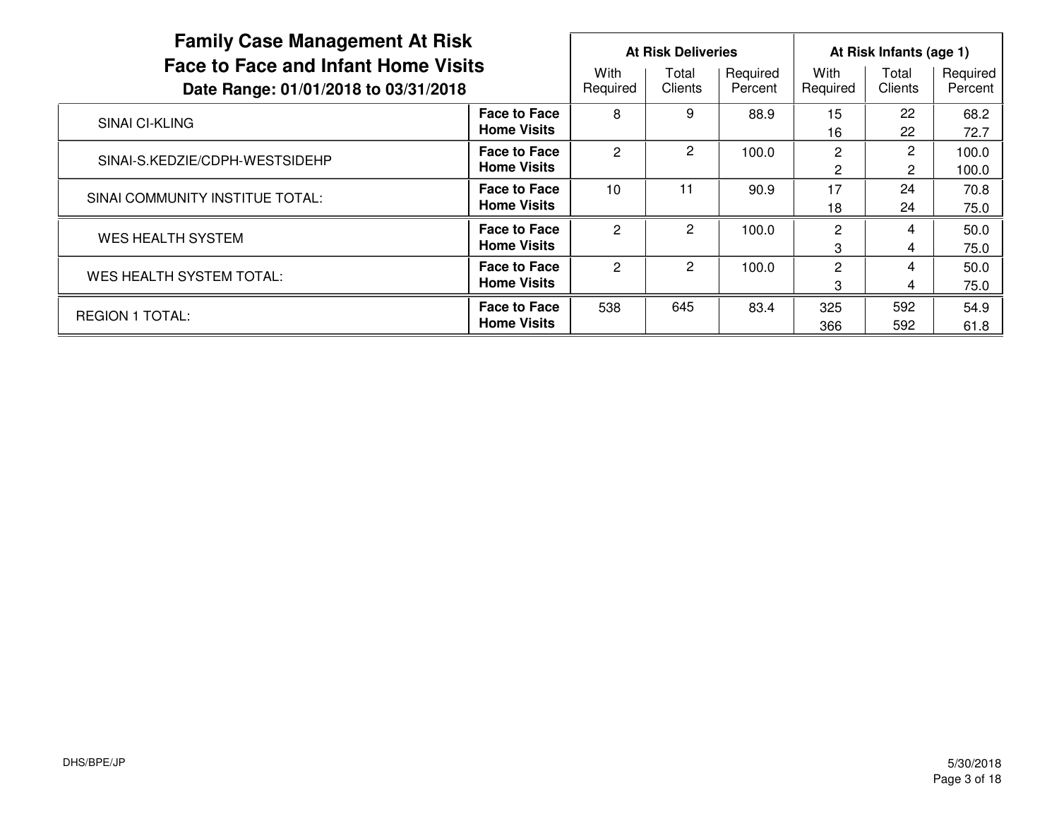# Family Case Management At Risk
# Face to Face and Infant Home Visits
### Date Range: 01/01/2018 to 03/31/2018

| | | At Risk Deliveries | | | At Risk Infants (age 1) | | |
|---|---|---|---|---|---|---|---|
| | | With Required | Total Clients | Required Percent | With Required | Total Clients | Required Percent |
| SINAI CI-KLING | **Face to Face** | 8 | 9 | 88.9 | 15 | 22 | 68.2 |
| | **Home Visits** | | | | 16 | 22 | 72.7 |
| SINAI-S.KEDZIE/CDPH-WESTSIDEHP | **Face to Face** | 2 | 2 | 100.0 | 2 | 2 | 100.0 |
| | **Home Visits** | | | | 2 | 2 | 100.0 |
| SINAI COMMUNITY INSTITUE TOTAL: | **Face to Face** | 10 | 11 | 90.9 | 17 | 24 | 70.8 |
| | **Home Visits** | | | | 18 | 24 | 75.0 |
| WES HEALTH SYSTEM | **Face to Face** | 2 | 2 | 100.0 | 2 | 4 | 50.0 |
| | **Home Visits** | | | | 3 | 4 | 75.0 |
| WES HEALTH SYSTEM TOTAL: | **Face to Face** | 2 | 2 | 100.0 | 2 | 4 | 50.0 |
| | **Home Visits** | | | | 3 | 4 | 75.0 |
| REGION 1 TOTAL: | **Face to Face** | 538 | 645 | 83.4 | 325 | 592 | 54.9 |
| | **Home Visits** | | | | 366 | 592 | 61.8 |

DHS/BPE/JP

5/30/2018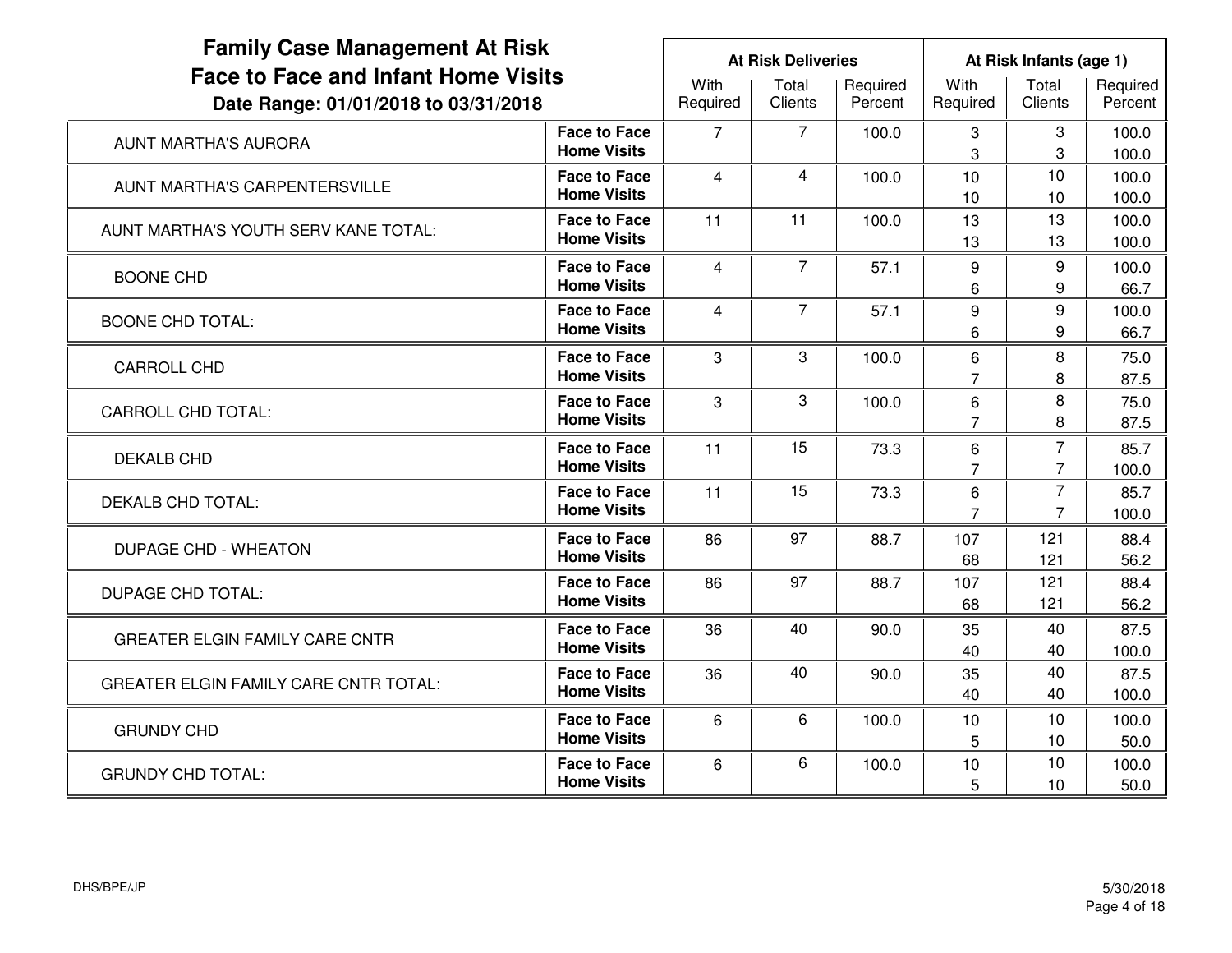# Family Case Management At Risk
# Face to Face and Infant Home Visits
## Date Range: 01/01/2018 to 03/31/2018

| | | At Risk Deliveries | | | At Risk Infants (age 1) | | |
|---|---|---|---|---|---|---|---|
| | | With Required | Total Clients | Required Percent | With Required | Total Clients | Required Percent |
| AUNT MARTHA'S AURORA | **Face to Face** | 7 | 7 | 100.0 | 3 | 3 | 100.0 |
| | **Home Visits** | | | | 3 | 3 | 100.0 |
| AUNT MARTHA'S CARPENTERSVILLE | **Face to Face** | 4 | 4 | 100.0 | 10 | 10 | 100.0 |
| | **Home Visits** | | | | 10 | 10 | 100.0 |
| AUNT MARTHA'S YOUTH SERV KANE TOTAL: | **Face to Face** | 11 | 11 | 100.0 | 13 | 13 | 100.0 |
| | **Home Visits** | | | | 13 | 13 | 100.0 |
| BOONE CHD | **Face to Face** | 4 | 7 | 57.1 | 9 | 9 | 100.0 |
| | **Home Visits** | | | | 6 | 9 | 66.7 |
| BOONE CHD TOTAL: | **Face to Face** | 4 | 7 | 57.1 | 9 | 9 | 100.0 |
| | **Home Visits** | | | | 6 | 9 | 66.7 |
| CARROLL CHD | **Face to Face** | 3 | 3 | 100.0 | 6 | 8 | 75.0 |
| | **Home Visits** | | | | 7 | 8 | 87.5 |
| CARROLL CHD TOTAL: | **Face to Face** | 3 | 3 | 100.0 | 6 | 8 | 75.0 |
| | **Home Visits** | | | | 7 | 8 | 87.5 |
| DEKALB CHD | **Face to Face** | 11 | 15 | 73.3 | 6 | 7 | 85.7 |
| | **Home Visits** | | | | 7 | 7 | 100.0 |
| DEKALB CHD TOTAL: | **Face to Face** | 11 | 15 | 73.3 | 6 | 7 | 85.7 |
| | **Home Visits** | | | | 7 | 7 | 100.0 |
| DUPAGE CHD - WHEATON | **Face to Face** | 86 | 97 | 88.7 | 107 | 121 | 88.4 |
| | **Home Visits** | | | | 68 | 121 | 56.2 |
| DUPAGE CHD TOTAL: | **Face to Face** | 86 | 97 | 88.7 | 107 | 121 | 88.4 |
| | **Home Visits** | | | | 68 | 121 | 56.2 |
| GREATER ELGIN FAMILY CARE CNTR | **Face to Face** | 36 | 40 | 90.0 | 35 | 40 | 87.5 |
| | **Home Visits** | | | | 40 | 40 | 100.0 |
| GREATER ELGIN FAMILY CARE CNTR TOTAL: | **Face to Face** | 36 | 40 | 90.0 | 35 | 40 | 87.5 |
| | **Home Visits** | | | | 40 | 40 | 100.0 |
| GRUNDY CHD | **Face to Face** | 6 | 6 | 100.0 | 10 | 10 | 100.0 |
| | **Home Visits** | | | | 5 | 10 | 50.0 |
| GRUNDY CHD TOTAL: | **Face to Face** | 6 | 6 | 100.0 | 10 | 10 | 100.0 |
| | **Home Visits** | | | | 5 | 10 | 50.0 |

DHS/BPE/JP

5/30/2018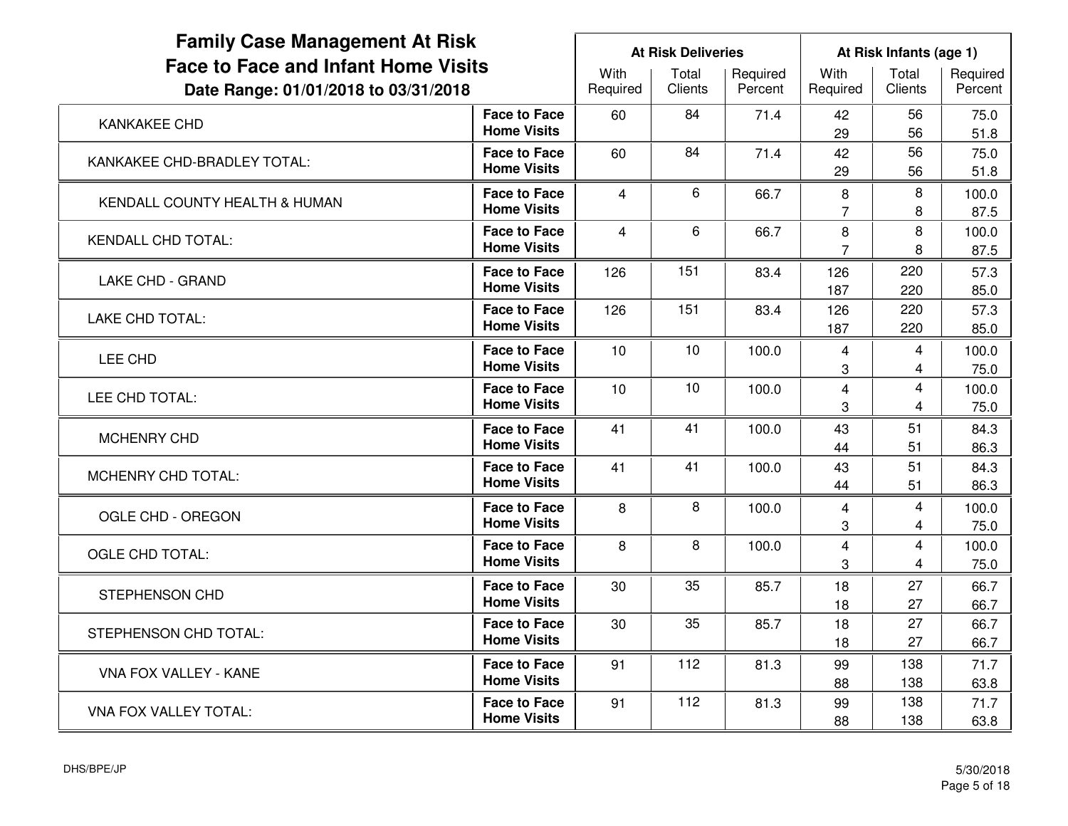# Family Case Management At Risk
## Face to Face and Infant Home Visits
### Date Range: 01/01/2018 to 03/31/2018

| | | At Risk Deliveries | | | At Risk Infants (age 1) | | |
|---|---|---|---|---|---|---|---|
| | | With Required | Total Clients | Required Percent | With Required | Total Clients | Required Percent |
| KANKAKEE CHD | Face to Face | 60 | 84 | 71.4 | 42 | 56 | 75.0 |
| | Home Visits | | | | 29 | 56 | 51.8 |
| KANKAKEE CHD-BRADLEY TOTAL: | Face to Face | 60 | 84 | 71.4 | 42 | 56 | 75.0 |
| | Home Visits | | | | 29 | 56 | 51.8 |
| KENDALL COUNTY HEALTH & HUMAN | Face to Face | 4 | 6 | 66.7 | 8 | 8 | 100.0 |
| | Home Visits | | | | 7 | 8 | 87.5 |
| KENDALL CHD TOTAL: | Face to Face | 4 | 6 | 66.7 | 8 | 8 | 100.0 |
| | Home Visits | | | | 7 | 8 | 87.5 |
| LAKE CHD - GRAND | Face to Face | 126 | 151 | 83.4 | 126 | 220 | 57.3 |
| | Home Visits | | | | 187 | 220 | 85.0 |
| LAKE CHD TOTAL: | Face to Face | 126 | 151 | 83.4 | 126 | 220 | 57.3 |
| | Home Visits | | | | 187 | 220 | 85.0 |
| LEE CHD | Face to Face | 10 | 10 | 100.0 | 4 | 4 | 100.0 |
| | Home Visits | | | | 3 | 4 | 75.0 |
| LEE CHD TOTAL: | Face to Face | 10 | 10 | 100.0 | 4 | 4 | 100.0 |
| | Home Visits | | | | 3 | 4 | 75.0 |
| MCHENRY CHD | Face to Face | 41 | 41 | 100.0 | 43 | 51 | 84.3 |
| | Home Visits | | | | 44 | 51 | 86.3 |
| MCHENRY CHD TOTAL: | Face to Face | 41 | 41 | 100.0 | 43 | 51 | 84.3 |
| | Home Visits | | | | 44 | 51 | 86.3 |
| OGLE CHD - OREGON | Face to Face | 8 | 8 | 100.0 | 4 | 4 | 100.0 |
| | Home Visits | | | | 3 | 4 | 75.0 |
| OGLE CHD TOTAL: | Face to Face | 8 | 8 | 100.0 | 4 | 4 | 100.0 |
| | Home Visits | | | | 3 | 4 | 75.0 |
| STEPHENSON CHD | Face to Face | 30 | 35 | 85.7 | 18 | 27 | 66.7 |
| | Home Visits | | | | 18 | 27 | 66.7 |
| STEPHENSON CHD TOTAL: | Face to Face | 30 | 35 | 85.7 | 18 | 27 | 66.7 |
| | Home Visits | | | | 18 | 27 | 66.7 |
| VNA FOX VALLEY - KANE | Face to Face | 91 | 112 | 81.3 | 99 | 138 | 71.7 |
| | Home Visits | | | | 88 | 138 | 63.8 |
| VNA FOX VALLEY TOTAL: | Face to Face | 91 | 112 | 81.3 | 99 | 138 | 71.7 |
| | Home Visits | | | | 88 | 138 | 63.8 |

DHS/BPE/JP

5/30/2018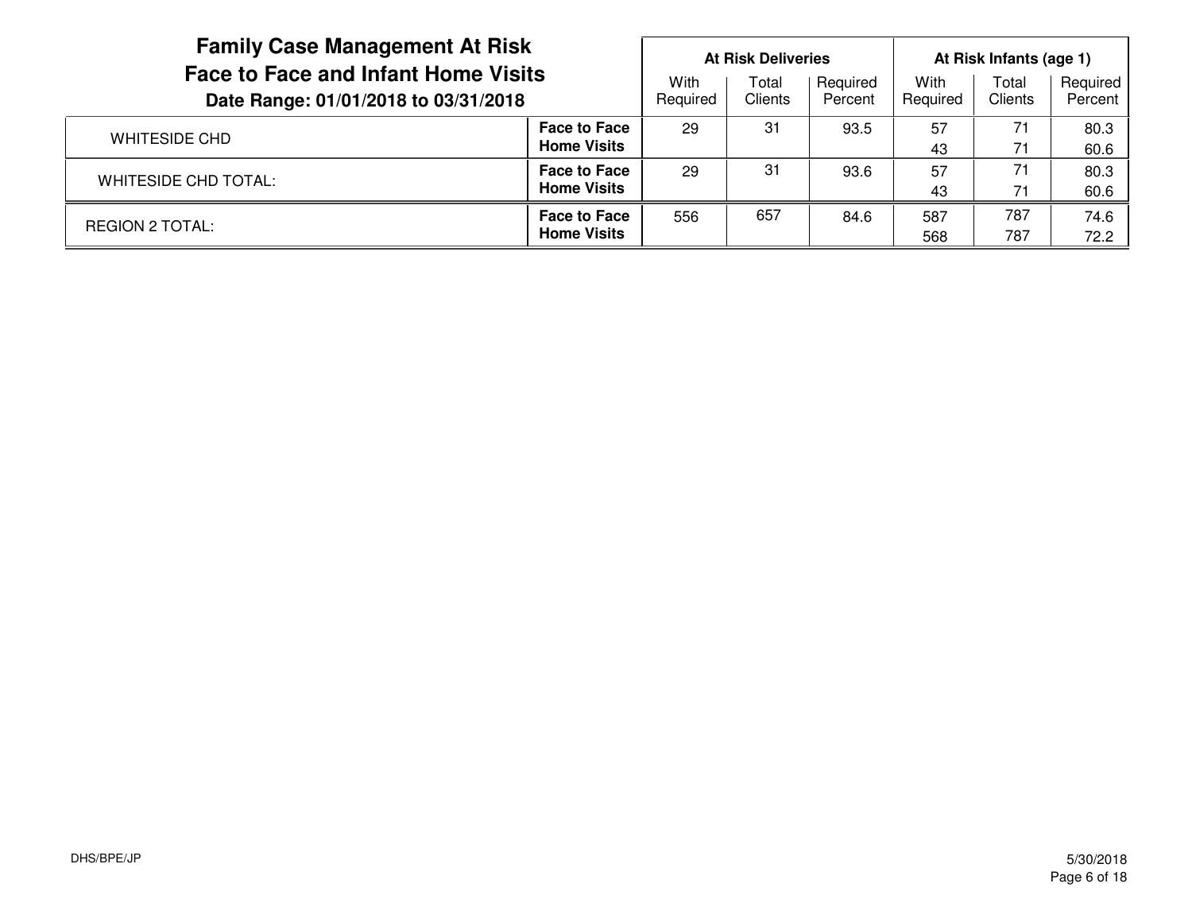## Family Case Management At Risk
## Face to Face and Infant Home Visits
**Date Range: 01/01/2018 to 03/31/2018**

| | | At Risk Deliveries | | | At Risk Infants (age 1) | | |
|---|---|---|---|---|---|---|---|
| | | With Required | Total Clients | Required Percent | With Required | Total Clients | Required Percent |
| WHITESIDE CHD | **Face to Face** | 29 | 31 | 93.5 | 57 | 71 | 80.3 |
| | **Home Visits** | | | | 43 | 71 | 60.6 |
| WHITESIDE CHD TOTAL: | **Face to Face** | 29 | 31 | 93.6 | 57 | 71 | 80.3 |
| | **Home Visits** | | | | 43 | 71 | 60.6 |
| REGION 2 TOTAL: | **Face to Face** | 556 | 657 | 84.6 | 587 | 787 | 74.6 |
| | **Home Visits** | | | | 568 | 787 | 72.2 |

DHS/BPE/JP

5/30/2018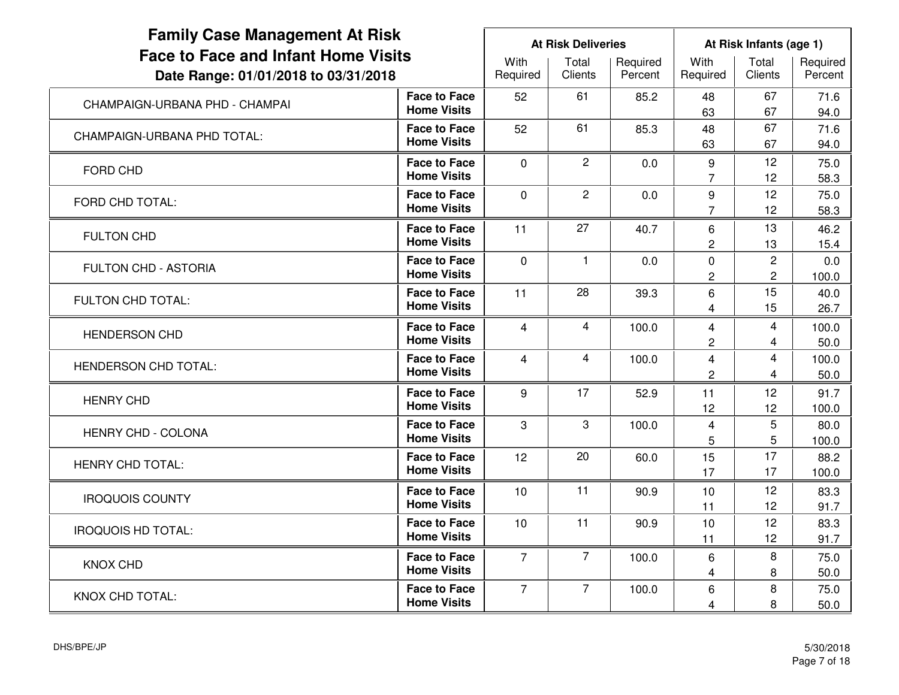# Family Case Management At Risk Face to Face and Infant Home Visits

**Date Range: 01/01/2018 to 03/31/2018**

| | | At Risk Deliveries | | | At Risk Infants (age 1) | | |
|---|---|---|---|---|---|---|---|
| | | With Required | Total Clients | Required Percent | With Required | Total Clients | Required Percent |
| CHAMPAIGN-URBANA PHD - CHAMPAI | **Face to Face** | 52 | 61 | 85.2 | 48 | 67 | 71.6 |
| | **Home Visits** | | | | 63 | 67 | 94.0 |
| CHAMPAIGN-URBANA PHD TOTAL: | **Face to Face** | 52 | 61 | 85.3 | 48 | 67 | 71.6 |
| | **Home Visits** | | | | 63 | 67 | 94.0 |
| FORD CHD | **Face to Face** | 0 | 2 | 0.0 | 9 | 12 | 75.0 |
| | **Home Visits** | | | | 7 | 12 | 58.3 |
| FORD CHD TOTAL: | **Face to Face** | 0 | 2 | 0.0 | 9 | 12 | 75.0 |
| | **Home Visits** | | | | 7 | 12 | 58.3 |
| FULTON CHD | **Face to Face** | 11 | 27 | 40.7 | 6 | 13 | 46.2 |
| | **Home Visits** | | | | 2 | 13 | 15.4 |
| FULTON CHD - ASTORIA | **Face to Face** | 0 | 1 | 0.0 | 0 | 2 | 0.0 |
| | **Home Visits** | | | | 2 | 2 | 100.0 |
| FULTON CHD TOTAL: | **Face to Face** | 11 | 28 | 39.3 | 6 | 15 | 40.0 |
| | **Home Visits** | | | | 4 | 15 | 26.7 |
| HENDERSON CHD | **Face to Face** | 4 | 4 | 100.0 | 4 | 4 | 100.0 |
| | **Home Visits** | | | | 2 | 4 | 50.0 |
| HENDERSON CHD TOTAL: | **Face to Face** | 4 | 4 | 100.0 | 4 | 4 | 100.0 |
| | **Home Visits** | | | | 2 | 4 | 50.0 |
| HENRY CHD | **Face to Face** | 9 | 17 | 52.9 | 11 | 12 | 91.7 |
| | **Home Visits** | | | | 12 | 12 | 100.0 |
| HENRY CHD - COLONA | **Face to Face** | 3 | 3 | 100.0 | 4 | 5 | 80.0 |
| | **Home Visits** | | | | 5 | 5 | 100.0 |
| HENRY CHD TOTAL: | **Face to Face** | 12 | 20 | 60.0 | 15 | 17 | 88.2 |
| | **Home Visits** | | | | 17 | 17 | 100.0 |
| IROQUOIS COUNTY | **Face to Face** | 10 | 11 | 90.9 | 10 | 12 | 83.3 |
| | **Home Visits** | | | | 11 | 12 | 91.7 |
| IROQUOIS HD TOTAL: | **Face to Face** | 10 | 11 | 90.9 | 10 | 12 | 83.3 |
| | **Home Visits** | | | | 11 | 12 | 91.7 |
| KNOX CHD | **Face to Face** | 7 | 7 | 100.0 | 6 | 8 | 75.0 |
| | **Home Visits** | | | | 4 | 8 | 50.0 |
| KNOX CHD TOTAL: | **Face to Face** | 7 | 7 | 100.0 | 6 | 8 | 75.0 |
| | **Home Visits** | | | | 4 | 8 | 50.0 |

DHS/BPE/JP

5/30/2018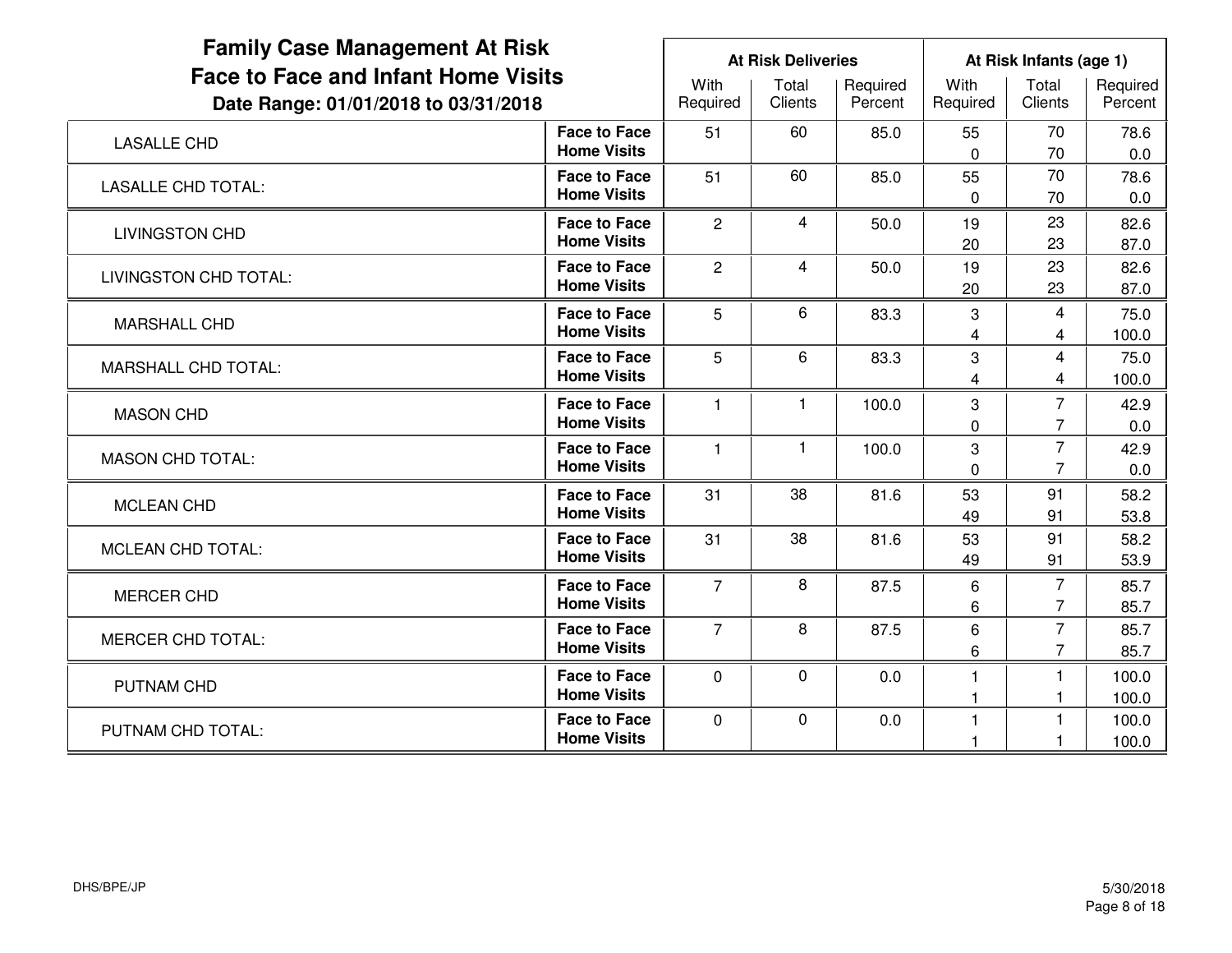# Family Case Management At Risk
# Face to Face and Infant Home Visits
## Date Range: 01/01/2018 to 03/31/2018

| | | At Risk Deliveries | | | At Risk Infants (age 1) | | |
|---|---|---|---|---|---|---|---|
| | | With Required | Total Clients | Required Percent | With Required | Total Clients | Required Percent |
| LASALLE CHD | Face to Face | 51 | 60 | 85.0 | 55 | 70 | 78.6 |
| | Home Visits | | | | 0 | 70 | 0.0 |
| LASALLE CHD TOTAL: | Face to Face | 51 | 60 | 85.0 | 55 | 70 | 78.6 |
| | Home Visits | | | | 0 | 70 | 0.0 |
| LIVINGSTON CHD | Face to Face | 2 | 4 | 50.0 | 19 | 23 | 82.6 |
| | Home Visits | | | | 20 | 23 | 87.0 |
| LIVINGSTON CHD TOTAL: | Face to Face | 2 | 4 | 50.0 | 19 | 23 | 82.6 |
| | Home Visits | | | | 20 | 23 | 87.0 |
| MARSHALL CHD | Face to Face | 5 | 6 | 83.3 | 3 | 4 | 75.0 |
| | Home Visits | | | | 4 | 4 | 100.0 |
| MARSHALL CHD TOTAL: | Face to Face | 5 | 6 | 83.3 | 3 | 4 | 75.0 |
| | Home Visits | | | | 4 | 4 | 100.0 |
| MASON CHD | Face to Face | 1 | 1 | 100.0 | 3 | 7 | 42.9 |
| | Home Visits | | | | 0 | 7 | 0.0 |
| MASON CHD TOTAL: | Face to Face | 1 | 1 | 100.0 | 3 | 7 | 42.9 |
| | Home Visits | | | | 0 | 7 | 0.0 |
| MCLEAN CHD | Face to Face | 31 | 38 | 81.6 | 53 | 91 | 58.2 |
| | Home Visits | | | | 49 | 91 | 53.8 |
| MCLEAN CHD TOTAL: | Face to Face | 31 | 38 | 81.6 | 53 | 91 | 58.2 |
| | Home Visits | | | | 49 | 91 | 53.9 |
| MERCER CHD | Face to Face | 7 | 8 | 87.5 | 6 | 7 | 85.7 |
| | Home Visits | | | | 6 | 7 | 85.7 |
| MERCER CHD TOTAL: | Face to Face | 7 | 8 | 87.5 | 6 | 7 | 85.7 |
| | Home Visits | | | | 6 | 7 | 85.7 |
| PUTNAM CHD | Face to Face | 0 | 0 | 0.0 | 1 | 1 | 100.0 |
| | Home Visits | | | | 1 | 1 | 100.0 |
| PUTNAM CHD TOTAL: | Face to Face | 0 | 0 | 0.0 | 1 | 1 | 100.0 |
| | Home Visits | | | | 1 | 1 | 100.0 |

DHS/BPE/JP

5/30/2018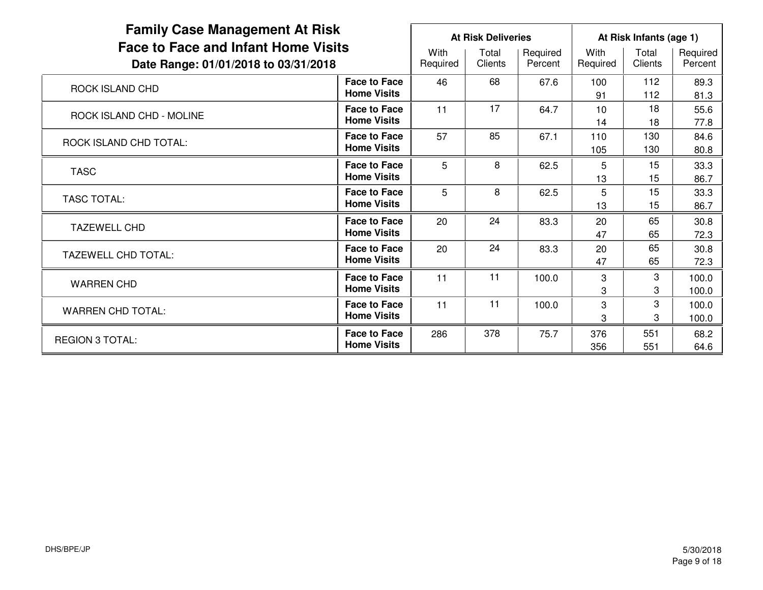# Family Case Management At Risk
## Face to Face and Infant Home Visits
### Date Range: 01/01/2018 to 03/31/2018

| | | At Risk Deliveries | | | At Risk Infants (age 1) | | |
|---|---|---|---|---|---|---|---|
| | | With Required | Total Clients | Required Percent | With Required | Total Clients | Required Percent |
| ROCK ISLAND CHD | **Face to Face** | 46 | 68 | 67.6 | 100 | 112 | 89.3 |
| | **Home Visits** | | | | 91 | 112 | 81.3 |
| ROCK ISLAND CHD - MOLINE | **Face to Face** | 11 | 17 | 64.7 | 10 | 18 | 55.6 |
| | **Home Visits** | | | | 14 | 18 | 77.8 |
| ROCK ISLAND CHD TOTAL: | **Face to Face** | 57 | 85 | 67.1 | 110 | 130 | 84.6 |
| | **Home Visits** | | | | 105 | 130 | 80.8 |
| TASC | **Face to Face** | 5 | 8 | 62.5 | 5 | 15 | 33.3 |
| | **Home Visits** | | | | 13 | 15 | 86.7 |
| TASC TOTAL: | **Face to Face** | 5 | 8 | 62.5 | 5 | 15 | 33.3 |
| | **Home Visits** | | | | 13 | 15 | 86.7 |
| TAZEWELL CHD | **Face to Face** | 20 | 24 | 83.3 | 20 | 65 | 30.8 |
| | **Home Visits** | | | | 47 | 65 | 72.3 |
| TAZEWELL CHD TOTAL: | **Face to Face** | 20 | 24 | 83.3 | 20 | 65 | 30.8 |
| | **Home Visits** | | | | 47 | 65 | 72.3 |
| WARREN CHD | **Face to Face** | 11 | 11 | 100.0 | 3 | 3 | 100.0 |
| | **Home Visits** | | | | 3 | 3 | 100.0 |
| WARREN CHD TOTAL: | **Face to Face** | 11 | 11 | 100.0 | 3 | 3 | 100.0 |
| | **Home Visits** | | | | 3 | 3 | 100.0 |
| REGION 3 TOTAL: | **Face to Face** | 286 | 378 | 75.7 | 376 | 551 | 68.2 |
| | **Home Visits** | | | | 356 | 551 | 64.6 |

DHS/BPE/JP

5/30/2018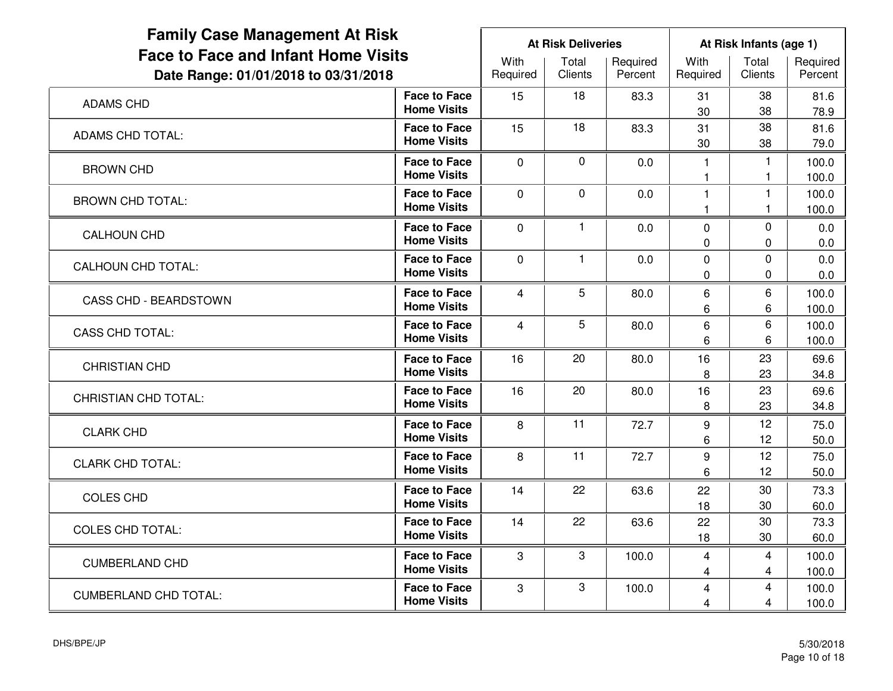# Family Case Management At Risk

## Face to Face and Infant Home Visits

### Date Range: 01/01/2018 to 03/31/2018

| | | At Risk Deliveries | | | At Risk Infants (age 1) | | |
|---|---|---|---|---|---|---|---|
| | | With Required | Total Clients | Required Percent | With Required | Total Clients | Required Percent |
| ADAMS CHD | Face to Face | 15 | 18 | 83.3 | 31 | 38 | 81.6 |
| | Home Visits | | | | 30 | 38 | 78.9 |
| ADAMS CHD TOTAL: | Face to Face | 15 | 18 | 83.3 | 31 | 38 | 81.6 |
| | Home Visits | | | | 30 | 38 | 79.0 |
| BROWN CHD | Face to Face | 0 | 0 | 0.0 | 1 | 1 | 100.0 |
| | Home Visits | | | | 1 | 1 | 100.0 |
| BROWN CHD TOTAL: | Face to Face | 0 | 0 | 0.0 | 1 | 1 | 100.0 |
| | Home Visits | | | | 1 | 1 | 100.0 |
| CALHOUN CHD | Face to Face | 0 | 1 | 0.0 | 0 | 0 | 0.0 |
| | Home Visits | | | | 0 | 0 | 0.0 |
| CALHOUN CHD TOTAL: | Face to Face | 0 | 1 | 0.0 | 0 | 0 | 0.0 |
| | Home Visits | | | | 0 | 0 | 0.0 |
| CASS CHD - BEARDSTOWN | Face to Face | 4 | 5 | 80.0 | 6 | 6 | 100.0 |
| | Home Visits | | | | 6 | 6 | 100.0 |
| CASS CHD TOTAL: | Face to Face | 4 | 5 | 80.0 | 6 | 6 | 100.0 |
| | Home Visits | | | | 6 | 6 | 100.0 |
| CHRISTIAN CHD | Face to Face | 16 | 20 | 80.0 | 16 | 23 | 69.6 |
| | Home Visits | | | | 8 | 23 | 34.8 |
| CHRISTIAN CHD TOTAL: | Face to Face | 16 | 20 | 80.0 | 16 | 23 | 69.6 |
| | Home Visits | | | | 8 | 23 | 34.8 |
| CLARK CHD | Face to Face | 8 | 11 | 72.7 | 9 | 12 | 75.0 |
| | Home Visits | | | | 6 | 12 | 50.0 |
| CLARK CHD TOTAL: | Face to Face | 8 | 11 | 72.7 | 9 | 12 | 75.0 |
| | Home Visits | | | | 6 | 12 | 50.0 |
| COLES CHD | Face to Face | 14 | 22 | 63.6 | 22 | 30 | 73.3 |
| | Home Visits | | | | 18 | 30 | 60.0 |
| COLES CHD TOTAL: | Face to Face | 14 | 22 | 63.6 | 22 | 30 | 73.3 |
| | Home Visits | | | | 18 | 30 | 60.0 |
| CUMBERLAND CHD | Face to Face | 3 | 3 | 100.0 | 4 | 4 | 100.0 |
| | Home Visits | | | | 4 | 4 | 100.0 |
| CUMBERLAND CHD TOTAL: | Face to Face | 3 | 3 | 100.0 | 4 | 4 | 100.0 |
| | Home Visits | | | | 4 | 4 | 100.0 |

DHS/BPE/JP

5/30/2018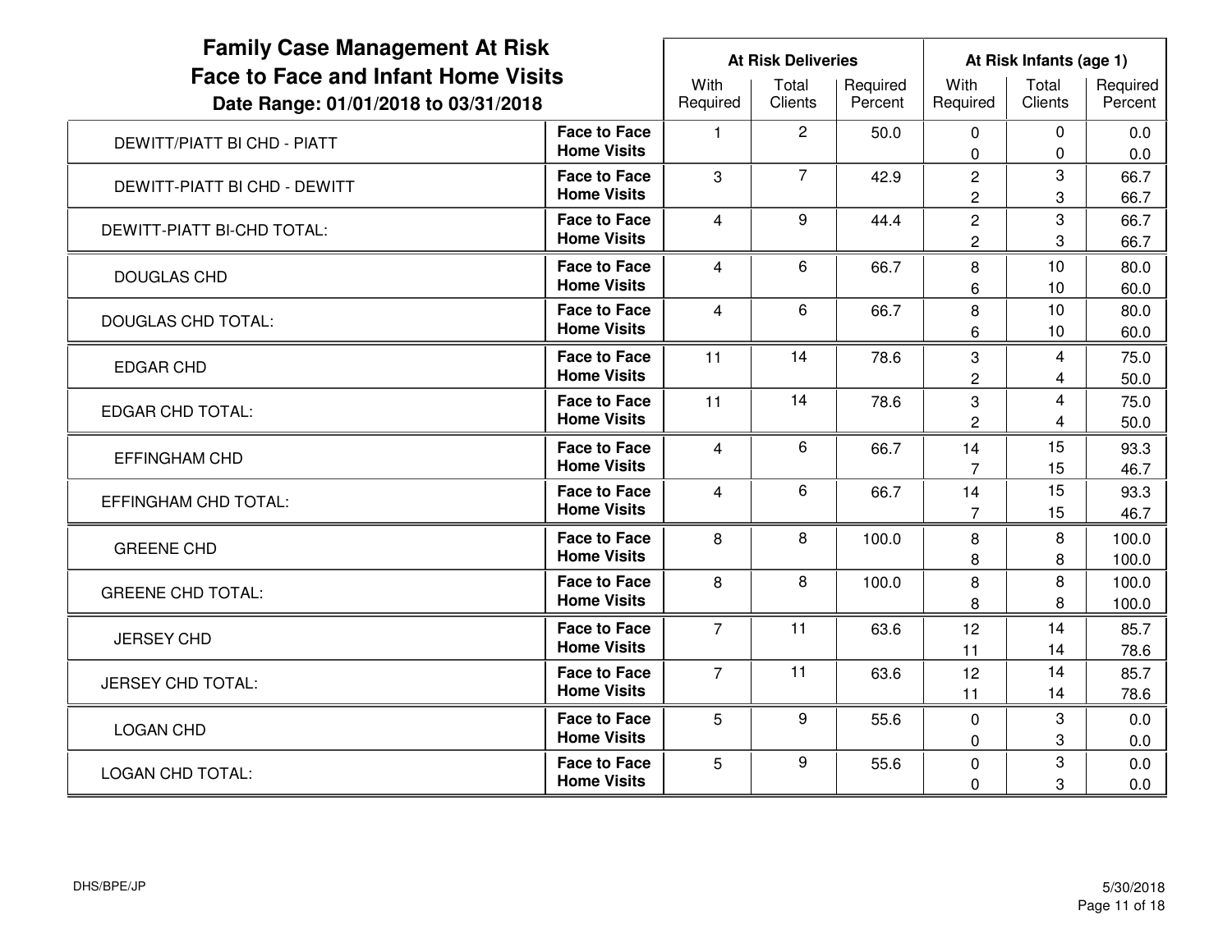# Family Case Management At Risk
# Face to Face and Infant Home Visits
## Date Range: 01/01/2018 to 03/31/2018

| | | At Risk Deliveries | | | At Risk Infants (age 1) | | |
|---|---|---|---|---|---|---|---|
| | | With Required | Total Clients | Required Percent | With Required | Total Clients | Required Percent |
| DEWITT/PIATT BI CHD - PIATT | Face to Face | 1 | 2 | 50.0 | 0 | 0 | 0.0 |
| | Home Visits | | | | 0 | 0 | 0.0 |
| DEWITT-PIATT BI CHD - DEWITT | Face to Face | 3 | 7 | 42.9 | 2 | 3 | 66.7 |
| | Home Visits | | | | 2 | 3 | 66.7 |
| DEWITT-PIATT BI-CHD TOTAL: | Face to Face | 4 | 9 | 44.4 | 2 | 3 | 66.7 |
| | Home Visits | | | | 2 | 3 | 66.7 |
| DOUGLAS CHD | Face to Face | 4 | 6 | 66.7 | 8 | 10 | 80.0 |
| | Home Visits | | | | 6 | 10 | 60.0 |
| DOUGLAS CHD TOTAL: | Face to Face | 4 | 6 | 66.7 | 8 | 10 | 80.0 |
| | Home Visits | | | | 6 | 10 | 60.0 |
| EDGAR CHD | Face to Face | 11 | 14 | 78.6 | 3 | 4 | 75.0 |
| | Home Visits | | | | 2 | 4 | 50.0 |
| EDGAR CHD TOTAL: | Face to Face | 11 | 14 | 78.6 | 3 | 4 | 75.0 |
| | Home Visits | | | | 2 | 4 | 50.0 |
| EFFINGHAM CHD | Face to Face | 4 | 6 | 66.7 | 14 | 15 | 93.3 |
| | Home Visits | | | | 7 | 15 | 46.7 |
| EFFINGHAM CHD TOTAL: | Face to Face | 4 | 6 | 66.7 | 14 | 15 | 93.3 |
| | Home Visits | | | | 7 | 15 | 46.7 |
| GREENE CHD | Face to Face | 8 | 8 | 100.0 | 8 | 8 | 100.0 |
| | Home Visits | | | | 8 | 8 | 100.0 |
| GREENE CHD TOTAL: | Face to Face | 8 | 8 | 100.0 | 8 | 8 | 100.0 |
| | Home Visits | | | | 8 | 8 | 100.0 |
| JERSEY CHD | Face to Face | 7 | 11 | 63.6 | 12 | 14 | 85.7 |
| | Home Visits | | | | 11 | 14 | 78.6 |
| JERSEY CHD TOTAL: | Face to Face | 7 | 11 | 63.6 | 12 | 14 | 85.7 |
| | Home Visits | | | | 11 | 14 | 78.6 |
| LOGAN CHD | Face to Face | 5 | 9 | 55.6 | 0 | 3 | 0.0 |
| | Home Visits | | | | 0 | 3 | 0.0 |
| LOGAN CHD TOTAL: | Face to Face | 5 | 9 | 55.6 | 0 | 3 | 0.0 |
| | Home Visits | | | | 0 | 3 | 0.0 |

DHS/BPE/JP

5/30/2018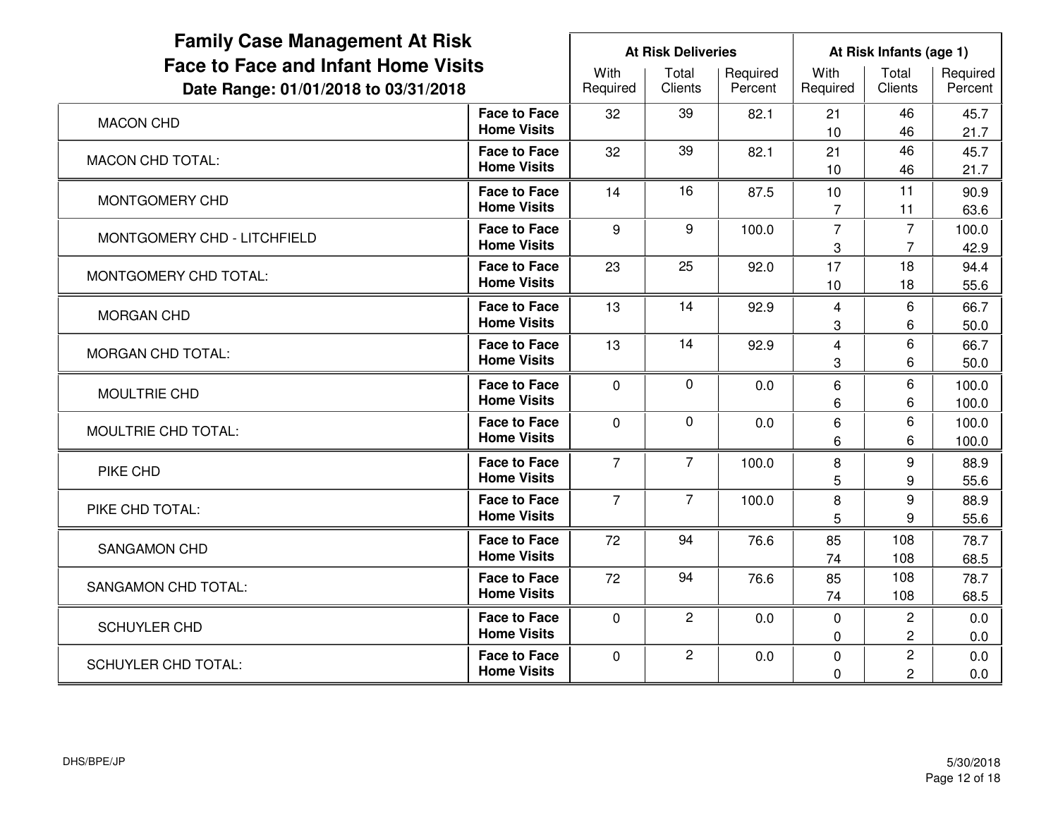# Family Case Management At Risk
# Face to Face and Infant Home Visits
## Date Range: 01/01/2018 to 03/31/2018

| | | At Risk Deliveries | | | At Risk Infants (age 1) | | |
|---|---|---|---|---|---|---|---|
| | | With Required | Total Clients | Required Percent | With Required | Total Clients | Required Percent |
| MACON CHD | Face to Face | 32 | 39 | 82.1 | 21 | 46 | 45.7 |
| | Home Visits | | | | 10 | 46 | 21.7 |
| MACON CHD TOTAL: | Face to Face | 32 | 39 | 82.1 | 21 | 46 | 45.7 |
| | Home Visits | | | | 10 | 46 | 21.7 |
| MONTGOMERY CHD | Face to Face | 14 | 16 | 87.5 | 10 | 11 | 90.9 |
| | Home Visits | | | | 7 | 11 | 63.6 |
| MONTGOMERY CHD - LITCHFIELD | Face to Face | 9 | 9 | 100.0 | 7 | 7 | 100.0 |
| | Home Visits | | | | 3 | 7 | 42.9 |
| MONTGOMERY CHD TOTAL: | Face to Face | 23 | 25 | 92.0 | 17 | 18 | 94.4 |
| | Home Visits | | | | 10 | 18 | 55.6 |
| MORGAN CHD | Face to Face | 13 | 14 | 92.9 | 4 | 6 | 66.7 |
| | Home Visits | | | | 3 | 6 | 50.0 |
| MORGAN CHD TOTAL: | Face to Face | 13 | 14 | 92.9 | 4 | 6 | 66.7 |
| | Home Visits | | | | 3 | 6 | 50.0 |
| MOULTRIE CHD | Face to Face | 0 | 0 | 0.0 | 6 | 6 | 100.0 |
| | Home Visits | | | | 6 | 6 | 100.0 |
| MOULTRIE CHD TOTAL: | Face to Face | 0 | 0 | 0.0 | 6 | 6 | 100.0 |
| | Home Visits | | | | 6 | 6 | 100.0 |
| PIKE CHD | Face to Face | 7 | 7 | 100.0 | 8 | 9 | 88.9 |
| | Home Visits | | | | 5 | 9 | 55.6 |
| PIKE CHD TOTAL: | Face to Face | 7 | 7 | 100.0 | 8 | 9 | 88.9 |
| | Home Visits | | | | 5 | 9 | 55.6 |
| SANGAMON CHD | Face to Face | 72 | 94 | 76.6 | 85 | 108 | 78.7 |
| | Home Visits | | | | 74 | 108 | 68.5 |
| SANGAMON CHD TOTAL: | Face to Face | 72 | 94 | 76.6 | 85 | 108 | 78.7 |
| | Home Visits | | | | 74 | 108 | 68.5 |
| SCHUYLER CHD | Face to Face | 0 | 2 | 0.0 | 0 | 2 | 0.0 |
| | Home Visits | | | | 0 | 2 | 0.0 |
| SCHUYLER CHD TOTAL: | Face to Face | 0 | 2 | 0.0 | 0 | 2 | 0.0 |
| | Home Visits | | | | 0 | 2 | 0.0 |

DHS/BPE/JP

5/30/2018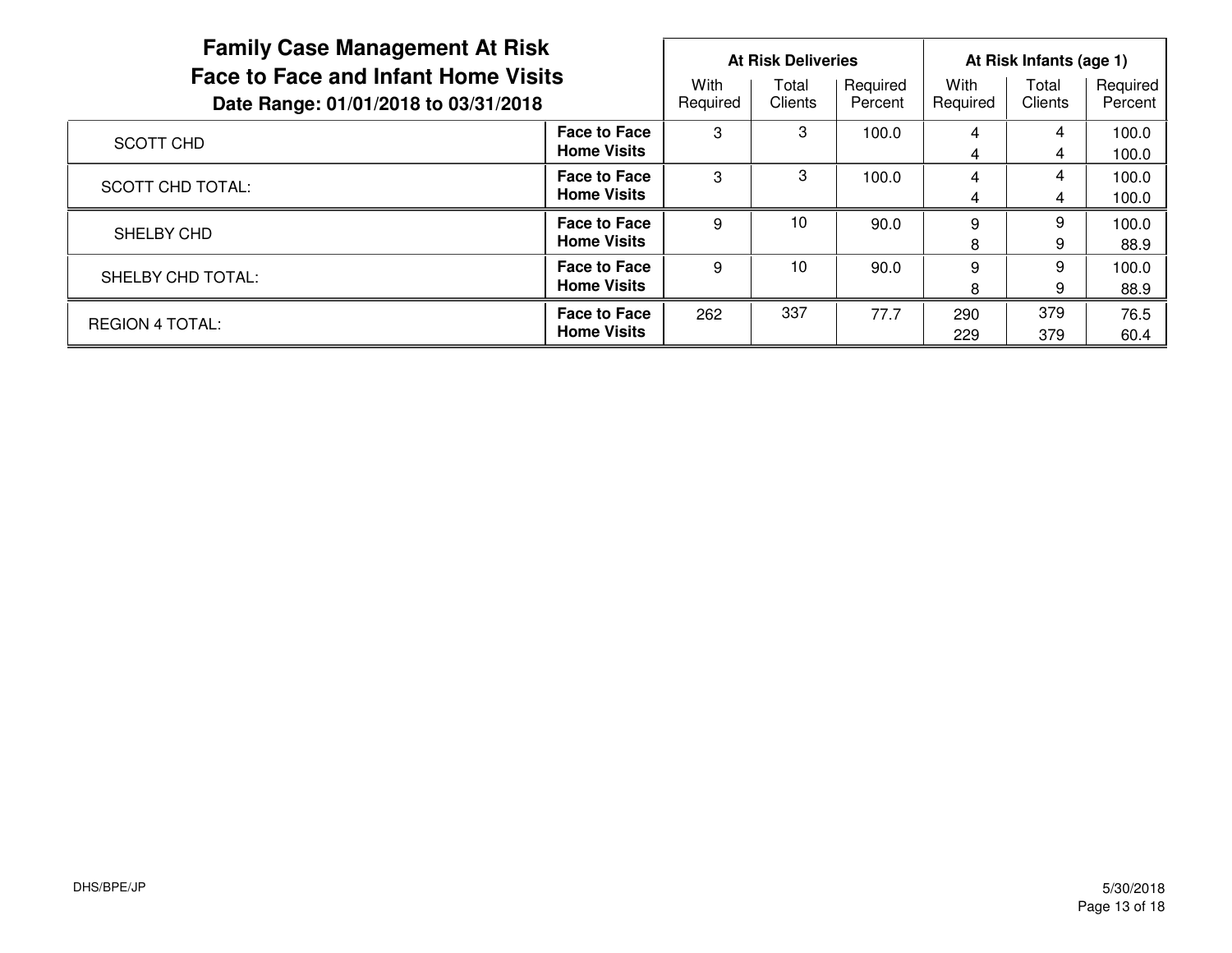## Family Case Management At Risk Face to Face and Infant Home Visits

**Date Range: 01/01/2018 to 03/31/2018**

| | | At Risk Deliveries | | | At Risk Infants (age 1) | | |
|---|---|---|---|---|---|---|---|
| | | With Required | Total Clients | Required Percent | With Required | Total Clients | Required Percent |
| SCOTT CHD | **Face to Face** | 3 | 3 | 100.0 | 4 | 4 | 100.0 |
| | **Home Visits** | | | | 4 | 4 | 100.0 |
| SCOTT CHD TOTAL: | **Face to Face** | 3 | 3 | 100.0 | 4 | 4 | 100.0 |
| | **Home Visits** | | | | 4 | 4 | 100.0 |
| SHELBY CHD | **Face to Face** | 9 | 10 | 90.0 | 9 | 9 | 100.0 |
| | **Home Visits** | | | | 8 | 9 | 88.9 |
| SHELBY CHD TOTAL: | **Face to Face** | 9 | 10 | 90.0 | 9 | 9 | 100.0 |
| | **Home Visits** | | | | 8 | 9 | 88.9 |
| REGION 4 TOTAL: | **Face to Face** | 262 | 337 | 77.7 | 290 | 379 | 76.5 |
| | **Home Visits** | | | | 229 | 379 | 60.4 |

DHS/BPE/JP

5/30/2018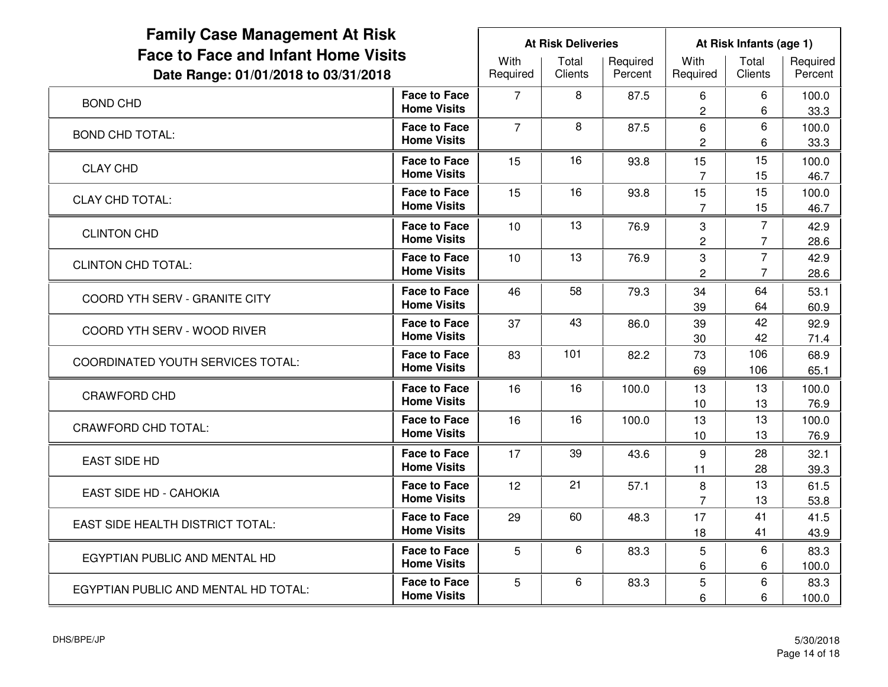# Family Case Management At Risk

## Face to Face and Infant Home Visits

### Date Range: 01/01/2018 to 03/31/2018

| | | At Risk Deliveries | | | At Risk Infants (age 1) | | |
|---|---|---|---|---|---|---|---|
| | | With Required | Total Clients | Required Percent | With Required | Total Clients | Required Percent |
| BOND CHD | Face to Face | 7 | 8 | 87.5 | 6 | 6 | 100.0 |
| | Home Visits | | | | 2 | 6 | 33.3 |
| BOND CHD TOTAL: | Face to Face | 7 | 8 | 87.5 | 6 | 6 | 100.0 |
| | Home Visits | | | | 2 | 6 | 33.3 |
| CLAY CHD | Face to Face | 15 | 16 | 93.8 | 15 | 15 | 100.0 |
| | Home Visits | | | | 7 | 15 | 46.7 |
| CLAY CHD TOTAL: | Face to Face | 15 | 16 | 93.8 | 15 | 15 | 100.0 |
| | Home Visits | | | | 7 | 15 | 46.7 |
| CLINTON CHD | Face to Face | 10 | 13 | 76.9 | 3 | 7 | 42.9 |
| | Home Visits | | | | 2 | 7 | 28.6 |
| CLINTON CHD TOTAL: | Face to Face | 10 | 13 | 76.9 | 3 | 7 | 42.9 |
| | Home Visits | | | | 2 | 7 | 28.6 |
| COORD YTH SERV - GRANITE CITY | Face to Face | 46 | 58 | 79.3 | 34 | 64 | 53.1 |
| | Home Visits | | | | 39 | 64 | 60.9 |
| COORD YTH SERV - WOOD RIVER | Face to Face | 37 | 43 | 86.0 | 39 | 42 | 92.9 |
| | Home Visits | | | | 30 | 42 | 71.4 |
| COORDINATED YOUTH SERVICES TOTAL: | Face to Face | 83 | 101 | 82.2 | 73 | 106 | 68.9 |
| | Home Visits | | | | 69 | 106 | 65.1 |
| CRAWFORD CHD | Face to Face | 16 | 16 | 100.0 | 13 | 13 | 100.0 |
| | Home Visits | | | | 10 | 13 | 76.9 |
| CRAWFORD CHD TOTAL: | Face to Face | 16 | 16 | 100.0 | 13 | 13 | 100.0 |
| | Home Visits | | | | 10 | 13 | 76.9 |
| EAST SIDE HD | Face to Face | 17 | 39 | 43.6 | 9 | 28 | 32.1 |
| | Home Visits | | | | 11 | 28 | 39.3 |
| EAST SIDE HD - CAHOKIA | Face to Face | 12 | 21 | 57.1 | 8 | 13 | 61.5 |
| | Home Visits | | | | 7 | 13 | 53.8 |
| EAST SIDE HEALTH DISTRICT TOTAL: | Face to Face | 29 | 60 | 48.3 | 17 | 41 | 41.5 |
| | Home Visits | | | | 18 | 41 | 43.9 |
| EGYPTIAN PUBLIC AND MENTAL HD | Face to Face | 5 | 6 | 83.3 | 5 | 6 | 83.3 |
| | Home Visits | | | | 6 | 6 | 100.0 |
| EGYPTIAN PUBLIC AND MENTAL HD TOTAL: | Face to Face | 5 | 6 | 83.3 | 5 | 6 | 83.3 |
| | Home Visits | | | | 6 | 6 | 100.0 |

DHS/BPE/JP

5/30/2018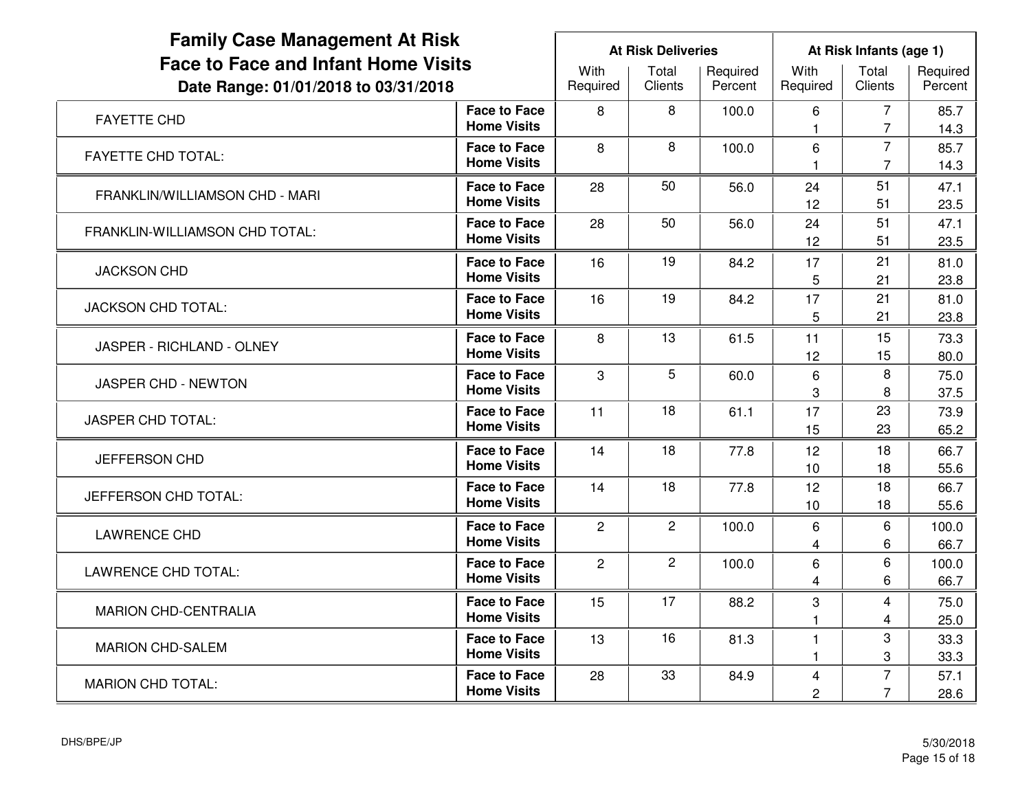# Family Case Management At Risk
## Face to Face and Infant Home Visits
### Date Range: 01/01/2018 to 03/31/2018

| | | At Risk Deliveries | | | At Risk Infants (age 1) | | |
|---|---|---|---|---|---|---|---|
| | | With Required | Total Clients | Required Percent | With Required | Total Clients | Required Percent |
| FAYETTE CHD | Face to Face | 8 | 8 | 100.0 | 6 | 7 | 85.7 |
| | Home Visits | | | | 1 | 7 | 14.3 |
| FAYETTE CHD TOTAL: | Face to Face | 8 | 8 | 100.0 | 6 | 7 | 85.7 |
| | Home Visits | | | | 1 | 7 | 14.3 |
| FRANKLIN/WILLIAMSON CHD - MARI | Face to Face | 28 | 50 | 56.0 | 24 | 51 | 47.1 |
| | Home Visits | | | | 12 | 51 | 23.5 |
| FRANKLIN-WILLIAMSON CHD TOTAL: | Face to Face | 28 | 50 | 56.0 | 24 | 51 | 47.1 |
| | Home Visits | | | | 12 | 51 | 23.5 |
| JACKSON CHD | Face to Face | 16 | 19 | 84.2 | 17 | 21 | 81.0 |
| | Home Visits | | | | 5 | 21 | 23.8 |
| JACKSON CHD TOTAL: | Face to Face | 16 | 19 | 84.2 | 17 | 21 | 81.0 |
| | Home Visits | | | | 5 | 21 | 23.8 |
| JASPER - RICHLAND - OLNEY | Face to Face | 8 | 13 | 61.5 | 11 | 15 | 73.3 |
| | Home Visits | | | | 12 | 15 | 80.0 |
| JASPER CHD - NEWTON | Face to Face | 3 | 5 | 60.0 | 6 | 8 | 75.0 |
| | Home Visits | | | | 3 | 8 | 37.5 |
| JASPER CHD TOTAL: | Face to Face | 11 | 18 | 61.1 | 17 | 23 | 73.9 |
| | Home Visits | | | | 15 | 23 | 65.2 |
| JEFFERSON CHD | Face to Face | 14 | 18 | 77.8 | 12 | 18 | 66.7 |
| | Home Visits | | | | 10 | 18 | 55.6 |
| JEFFERSON CHD TOTAL: | Face to Face | 14 | 18 | 77.8 | 12 | 18 | 66.7 |
| | Home Visits | | | | 10 | 18 | 55.6 |
| LAWRENCE CHD | Face to Face | 2 | 2 | 100.0 | 6 | 6 | 100.0 |
| | Home Visits | | | | 4 | 6 | 66.7 |
| LAWRENCE CHD TOTAL: | Face to Face | 2 | 2 | 100.0 | 6 | 6 | 100.0 |
| | Home Visits | | | | 4 | 6 | 66.7 |
| MARION CHD-CENTRALIA | Face to Face | 15 | 17 | 88.2 | 3 | 4 | 75.0 |
| | Home Visits | | | | 1 | 4 | 25.0 |
| MARION CHD-SALEM | Face to Face | 13 | 16 | 81.3 | 1 | 3 | 33.3 |
| | Home Visits | | | | 1 | 3 | 33.3 |
| MARION CHD TOTAL: | Face to Face | 28 | 33 | 84.9 | 4 | 7 | 57.1 |
| | Home Visits | | | | 2 | 7 | 28.6 |

DHS/BPE/JP

5/30/2018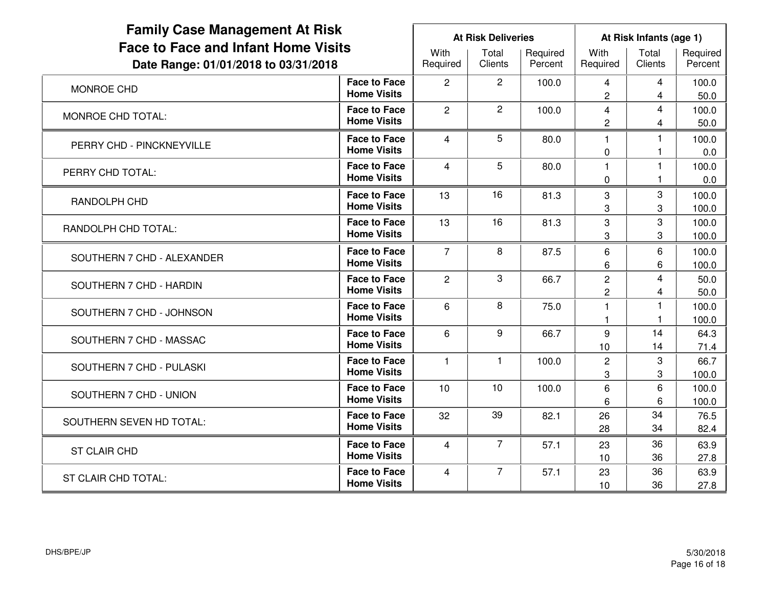# Family Case Management At Risk
## Face to Face and Infant Home Visits
### Date Range: 01/01/2018 to 03/31/2018

| | | At Risk Deliveries | | | At Risk Infants (age 1) | | |
|---|---|---|---|---|---|---|---|
| | | With Required | Total Clients | Required Percent | With Required | Total Clients | Required Percent |
| MONROE CHD | Face to Face | 2 | 2 | 100.0 | 4 | 4 | 100.0 |
| | Home Visits | | | | 2 | 4 | 50.0 |
| MONROE CHD TOTAL: | Face to Face | 2 | 2 | 100.0 | 4 | 4 | 100.0 |
| | Home Visits | | | | 2 | 4 | 50.0 |
| PERRY CHD - PINCKNEYVILLE | Face to Face | 4 | 5 | 80.0 | 1 | 1 | 100.0 |
| | Home Visits | | | | 0 | 1 | 0.0 |
| PERRY CHD TOTAL: | Face to Face | 4 | 5 | 80.0 | 1 | 1 | 100.0 |
| | Home Visits | | | | 0 | 1 | 0.0 |
| RANDOLPH CHD | Face to Face | 13 | 16 | 81.3 | 3 | 3 | 100.0 |
| | Home Visits | | | | 3 | 3 | 100.0 |
| RANDOLPH CHD TOTAL: | Face to Face | 13 | 16 | 81.3 | 3 | 3 | 100.0 |
| | Home Visits | | | | 3 | 3 | 100.0 |
| SOUTHERN 7 CHD - ALEXANDER | Face to Face | 7 | 8 | 87.5 | 6 | 6 | 100.0 |
| | Home Visits | | | | 6 | 6 | 100.0 |
| SOUTHERN 7 CHD - HARDIN | Face to Face | 2 | 3 | 66.7 | 2 | 4 | 50.0 |
| | Home Visits | | | | 2 | 4 | 50.0 |
| SOUTHERN 7 CHD - JOHNSON | Face to Face | 6 | 8 | 75.0 | 1 | 1 | 100.0 |
| | Home Visits | | | | 1 | 1 | 100.0 |
| SOUTHERN 7 CHD - MASSAC | Face to Face | 6 | 9 | 66.7 | 9 | 14 | 64.3 |
| | Home Visits | | | | 10 | 14 | 71.4 |
| SOUTHERN 7 CHD - PULASKI | Face to Face | 1 | 1 | 100.0 | 2 | 3 | 66.7 |
| | Home Visits | | | | 3 | 3 | 100.0 |
| SOUTHERN 7 CHD - UNION | Face to Face | 10 | 10 | 100.0 | 6 | 6 | 100.0 |
| | Home Visits | | | | 6 | 6 | 100.0 |
| SOUTHERN SEVEN HD TOTAL: | Face to Face | 32 | 39 | 82.1 | 26 | 34 | 76.5 |
| | Home Visits | | | | 28 | 34 | 82.4 |
| ST CLAIR CHD | Face to Face | 4 | 7 | 57.1 | 23 | 36 | 63.9 |
| | Home Visits | | | | 10 | 36 | 27.8 |
| ST CLAIR CHD TOTAL: | Face to Face | 4 | 7 | 57.1 | 23 | 36 | 63.9 |
| | Home Visits | | | | 10 | 36 | 27.8 |

DHS/BPE/JP

5/30/2018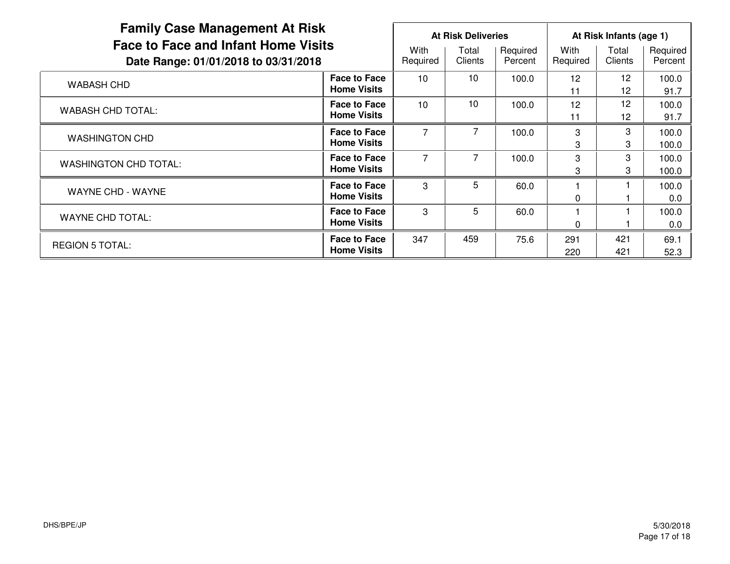# Family Case Management At Risk
## Face to Face and Infant Home Visits
### Date Range: 01/01/2018 to 03/31/2018

| | | At Risk Deliveries | | | At Risk Infants (age 1) | | |
|---|---|---|---|---|---|---|---|
| | | With Required | Total Clients | Required Percent | With Required | Total Clients | Required Percent |
| WABASH CHD | Face to Face | 10 | 10 | 100.0 | 12 | 12 | 100.0 |
| | Home Visits | | | | 11 | 12 | 91.7 |
| WABASH CHD TOTAL: | Face to Face | 10 | 10 | 100.0 | 12 | 12 | 100.0 |
| | Home Visits | | | | 11 | 12 | 91.7 |
| WASHINGTON CHD | Face to Face | 7 | 7 | 100.0 | 3 | 3 | 100.0 |
| | Home Visits | | | | 3 | 3 | 100.0 |
| WASHINGTON CHD TOTAL: | Face to Face | 7 | 7 | 100.0 | 3 | 3 | 100.0 |
| | Home Visits | | | | 3 | 3 | 100.0 |
| WAYNE CHD - WAYNE | Face to Face | 3 | 5 | 60.0 | 1 | 1 | 100.0 |
| | Home Visits | | | | 0 | 1 | 0.0 |
| WAYNE CHD TOTAL: | Face to Face | 3 | 5 | 60.0 | 1 | 1 | 100.0 |
| | Home Visits | | | | 0 | 1 | 0.0 |
| REGION 5 TOTAL: | Face to Face | 347 | 459 | 75.6 | 291 | 421 | 69.1 |
| | Home Visits | | | | 220 | 421 | 52.3 |

DHS/BPE/JP

5/30/2018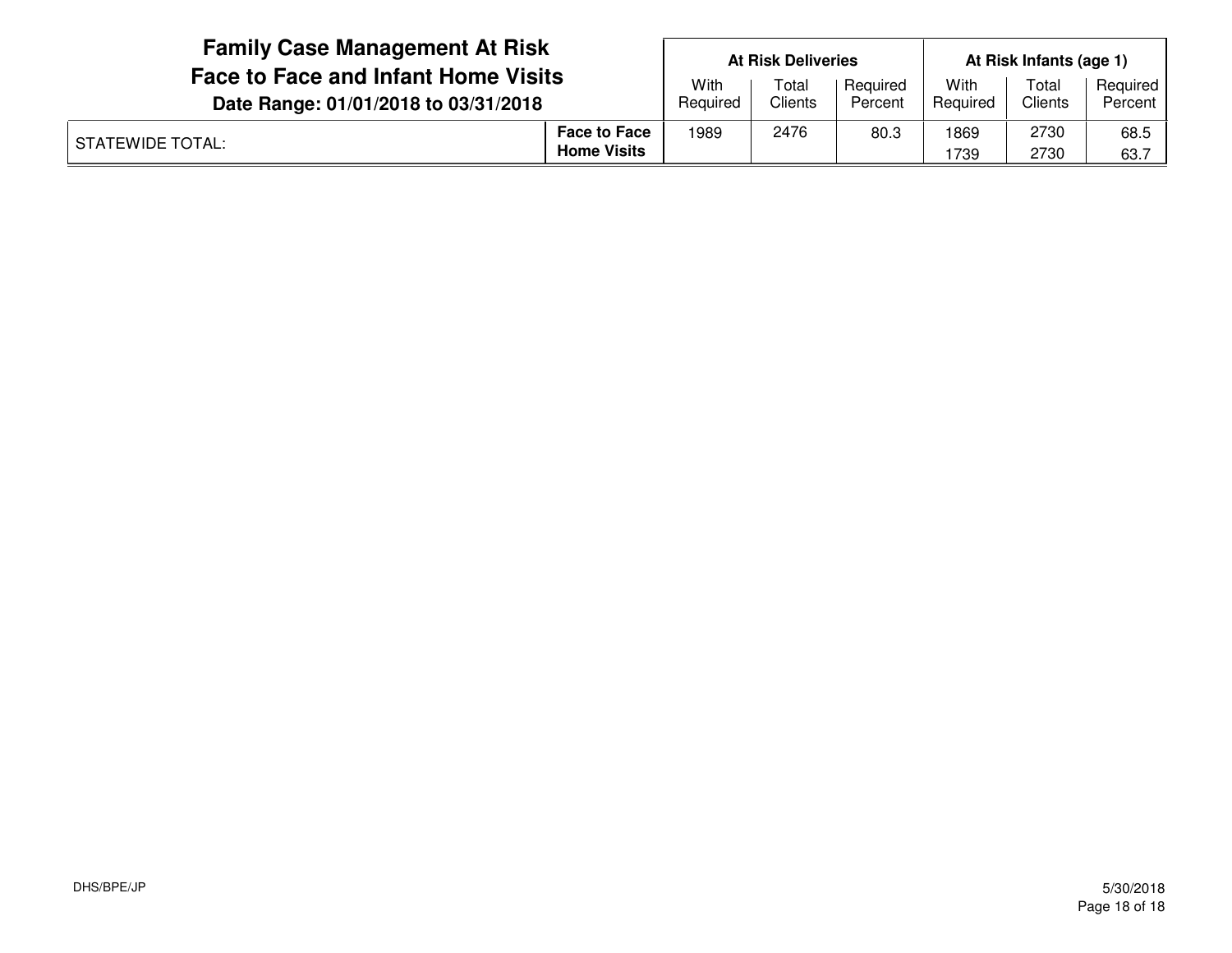# Family Case Management At Risk
## Face to Face and Infant Home Visits
### Date Range: 01/01/2018 to 03/31/2018

| | | At Risk Deliveries | | | At Risk Infants (age 1) | | |
|---|---|---|---|---|---|---|---|
| | | With Required | Total Clients | Required Percent | With Required | Total Clients | Required Percent |
| STATEWIDE TOTAL: | **Face to Face** | 1989 | 2476 | 80.3 | 1869 | 2730 | 68.5 |
| | **Home Visits** | | | | 1739 | 2730 | 63.7 |

DHS/BPE/JP

5/30/2018